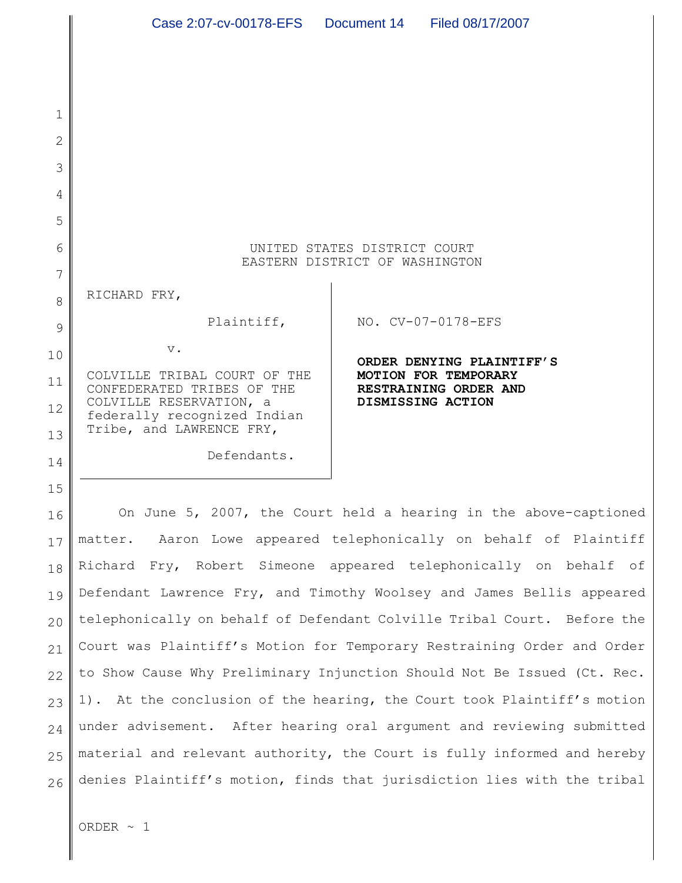UNITED STATES DISTRICT COURT
EASTERN DISTRICT OF WASHINGTON

RICHARD FRY,

Plaintiff,

v.

COLVILLE TRIBAL COURT OF THE CONFEDERATED TRIBES OF THE COLVILLE RESERVATION, a federally recognized Indian Tribe, and LAWRENCE FRY,

Defendants.

NO. CV-07-0178-EFS

**ORDER DENYING PLAINTIFF'S MOTION FOR TEMPORARY RESTRAINING ORDER AND DISMISSING ACTION**

On June 5, 2007, the Court held a hearing in the above-captioned matter. Aaron Lowe appeared telephonically on behalf of Plaintiff Richard Fry, Robert Simeone appeared telephonically on behalf of Defendant Lawrence Fry, and Timothy Woolsey and James Bellis appeared telephonically on behalf of Defendant Colville Tribal Court. Before the Court was Plaintiff's Motion for Temporary Restraining Order and Order to Show Cause Why Preliminary Injunction Should Not Be Issued (Ct. Rec. 1). At the conclusion of the hearing, the Court took Plaintiff's motion under advisement. After hearing oral argument and reviewing submitted material and relevant authority, the Court is fully informed and hereby denies Plaintiff's motion, finds that jurisdiction lies with the tribal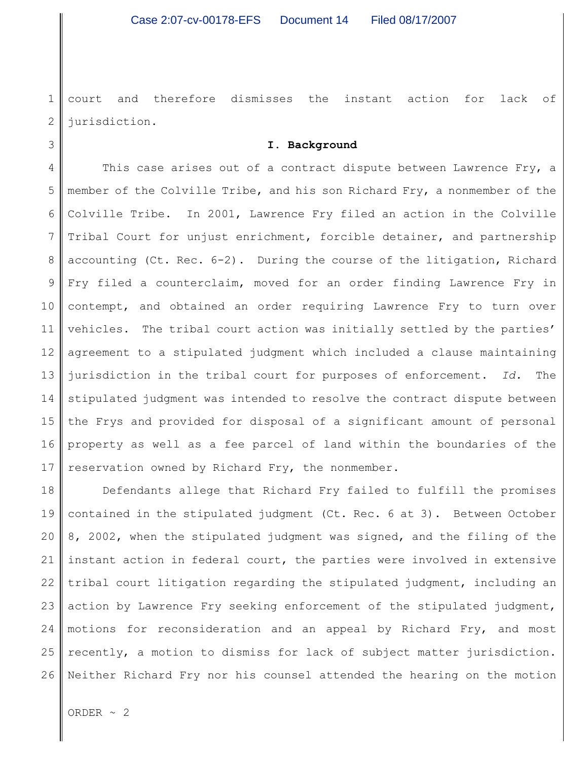court and therefore dismisses the instant action for lack of jurisdiction.

## I. Background

This case arises out of a contract dispute between Lawrence Fry, a member of the Colville Tribe, and his son Richard Fry, a nonmember of the Colville Tribe. In 2001, Lawrence Fry filed an action in the Colville Tribal Court for unjust enrichment, forcible detainer, and partnership accounting (Ct. Rec. 6-2). During the course of the litigation, Richard Fry filed a counterclaim, moved for an order finding Lawrence Fry in contempt, and obtained an order requiring Lawrence Fry to turn over vehicles. The tribal court action was initially settled by the parties' agreement to a stipulated judgment which included a clause maintaining jurisdiction in the tribal court for purposes of enforcement. *Id.* The stipulated judgment was intended to resolve the contract dispute between the Frys and provided for disposal of a significant amount of personal property as well as a fee parcel of land within the boundaries of the reservation owned by Richard Fry, the nonmember.

Defendants allege that Richard Fry failed to fulfill the promises contained in the stipulated judgment (Ct. Rec. 6 at 3). Between October 8, 2002, when the stipulated judgment was signed, and the filing of the instant action in federal court, the parties were involved in extensive tribal court litigation regarding the stipulated judgment, including an action by Lawrence Fry seeking enforcement of the stipulated judgment, motions for reconsideration and an appeal by Richard Fry, and most recently, a motion to dismiss for lack of subject matter jurisdiction. Neither Richard Fry nor his counsel attended the hearing on the motion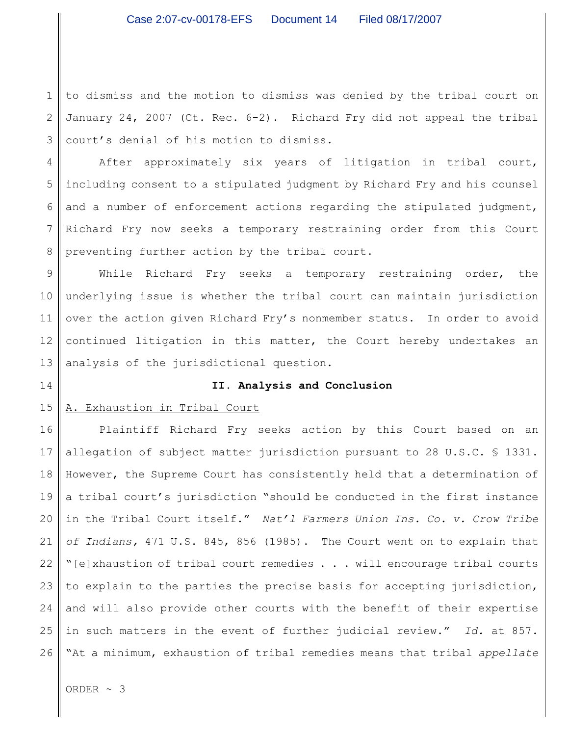to dismiss and the motion to dismiss was denied by the tribal court on January 24, 2007 (Ct. Rec. 6-2). Richard Fry did not appeal the tribal court's denial of his motion to dismiss.

After approximately six years of litigation in tribal court, including consent to a stipulated judgment by Richard Fry and his counsel and a number of enforcement actions regarding the stipulated judgment, Richard Fry now seeks a temporary restraining order from this Court preventing further action by the tribal court.

While Richard Fry seeks a temporary restraining order, the underlying issue is whether the tribal court can maintain jurisdiction over the action given Richard Fry's nonmember status. In order to avoid continued litigation in this matter, the Court hereby undertakes an analysis of the jurisdictional question.

## II. Analysis and Conclusion

### A. Exhaustion in Tribal Court

Plaintiff Richard Fry seeks action by this Court based on an allegation of subject matter jurisdiction pursuant to 28 U.S.C. § 1331. However, the Supreme Court has consistently held that a determination of a tribal court's jurisdiction "should be conducted in the first instance in the Tribal Court itself." *Nat'l Farmers Union Ins. Co. v. Crow Tribe of Indians,* 471 U.S. 845, 856 (1985). The Court went on to explain that "[e]xhaustion of tribal court remedies . . . will encourage tribal courts to explain to the parties the precise basis for accepting jurisdiction, and will also provide other courts with the benefit of their expertise in such matters in the event of further judicial review." *Id.* at 857. "At a minimum, exhaustion of tribal remedies means that tribal *appellate*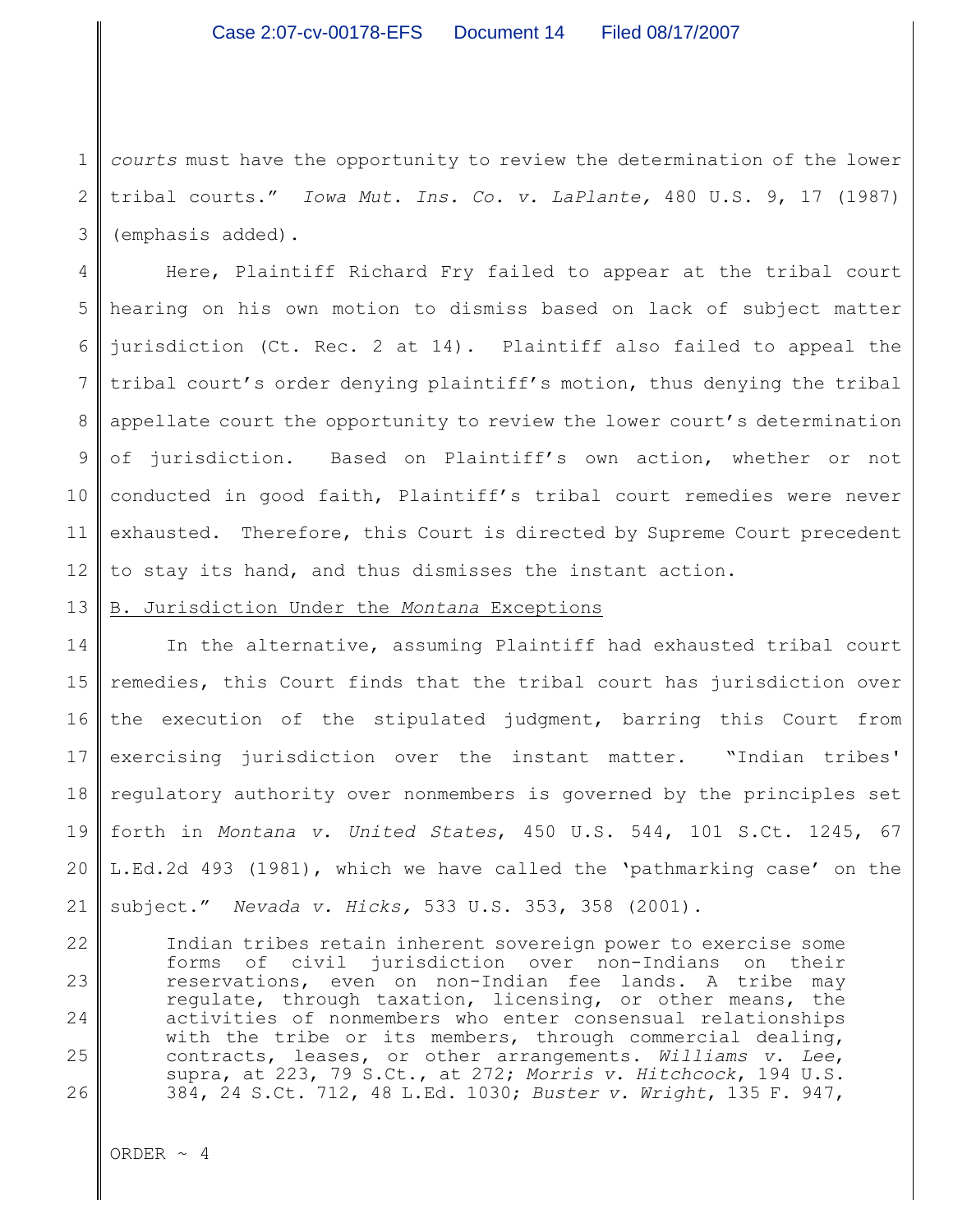*courts* must have the opportunity to review the determination of the lower tribal courts." *Iowa Mut. Ins. Co. v. LaPlante,* 480 U.S. 9, 17 (1987) (emphasis added).

Here, Plaintiff Richard Fry failed to appear at the tribal court hearing on his own motion to dismiss based on lack of subject matter jurisdiction (Ct. Rec. 2 at 14). Plaintiff also failed to appeal the tribal court's order denying plaintiff's motion, thus denying the tribal appellate court the opportunity to review the lower court's determination of jurisdiction. Based on Plaintiff's own action, whether or not conducted in good faith, Plaintiff's tribal court remedies were never exhausted. Therefore, this Court is directed by Supreme Court precedent to stay its hand, and thus dismisses the instant action.

B. Jurisdiction Under the *Montana* Exceptions

In the alternative, assuming Plaintiff had exhausted tribal court remedies, this Court finds that the tribal court has jurisdiction over the execution of the stipulated judgment, barring this Court from exercising jurisdiction over the instant matter. "Indian tribes' regulatory authority over nonmembers is governed by the principles set forth in *Montana v. United States*, 450 U.S. 544, 101 S.Ct. 1245, 67 L.Ed.2d 493 (1981), which we have called the 'pathmarking case' on the subject." *Nevada v. Hicks,* 533 U.S. 353, 358 (2001).

> Indian tribes retain inherent sovereign power to exercise some forms of civil jurisdiction over non-Indians on their reservations, even on non-Indian fee lands. A tribe may regulate, through taxation, licensing, or other means, the activities of nonmembers who enter consensual relationships with the tribe or its members, through commercial dealing, contracts, leases, or other arrangements. *Williams v. Lee*, supra, at 223, 79 S.Ct., at 272; *Morris v. Hitchcock*, 194 U.S. 384, 24 S.Ct. 712, 48 L.Ed. 1030; *Buster v. Wright*, 135 F. 947,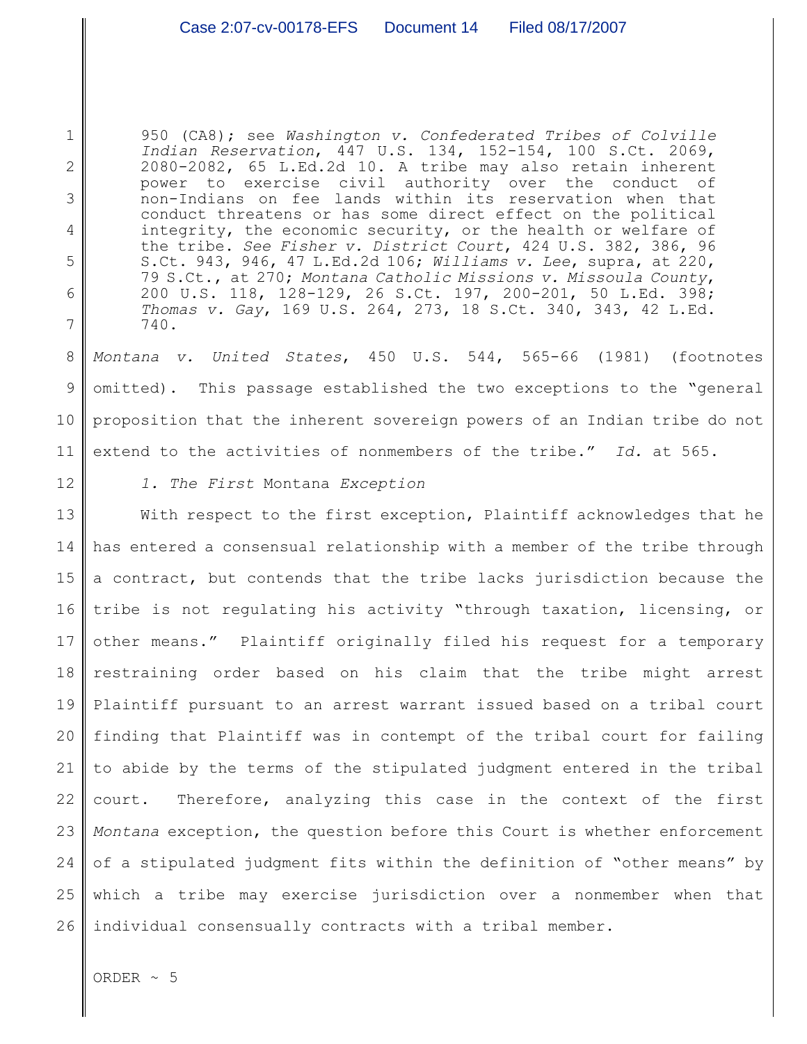> 950 (CA8); see *Washington v. Confederated Tribes of Colville Indian Reservation*, 447 U.S. 134, 152-154, 100 S.Ct. 2069, 2080-2082, 65 L.Ed.2d 10. A tribe may also retain inherent power to exercise civil authority over the conduct of non-Indians on fee lands within its reservation when that conduct threatens or has some direct effect on the political integrity, the economic security, or the health or welfare of the tribe. *See Fisher v. District Court*, 424 U.S. 382, 386, 96 S.Ct. 943, 946, 47 L.Ed.2d 106; *Williams v. Lee*, supra, at 220, 79 S.Ct., at 270; *Montana Catholic Missions v. Missoula County*, 200 U.S. 118, 128-129, 26 S.Ct. 197, 200-201, 50 L.Ed. 398; *Thomas v. Gay*, 169 U.S. 264, 273, 18 S.Ct. 340, 343, 42 L.Ed. 740.

*Montana v. United States*, 450 U.S. 544, 565-66 (1981) (footnotes omitted). This passage established the two exceptions to the "general proposition that the inherent sovereign powers of an Indian tribe do not extend to the activities of nonmembers of the tribe." *Id.* at 565.

*1. The First* Montana *Exception*

With respect to the first exception, Plaintiff acknowledges that he has entered a consensual relationship with a member of the tribe through a contract, but contends that the tribe lacks jurisdiction because the tribe is not regulating his activity "through taxation, licensing, or other means." Plaintiff originally filed his request for a temporary restraining order based on his claim that the tribe might arrest Plaintiff pursuant to an arrest warrant issued based on a tribal court finding that Plaintiff was in contempt of the tribal court for failing to abide by the terms of the stipulated judgment entered in the tribal court. Therefore, analyzing this case in the context of the first *Montana* exception, the question before this Court is whether enforcement of a stipulated judgment fits within the definition of "other means" by which a tribe may exercise jurisdiction over a nonmember when that individual consensually contracts with a tribal member.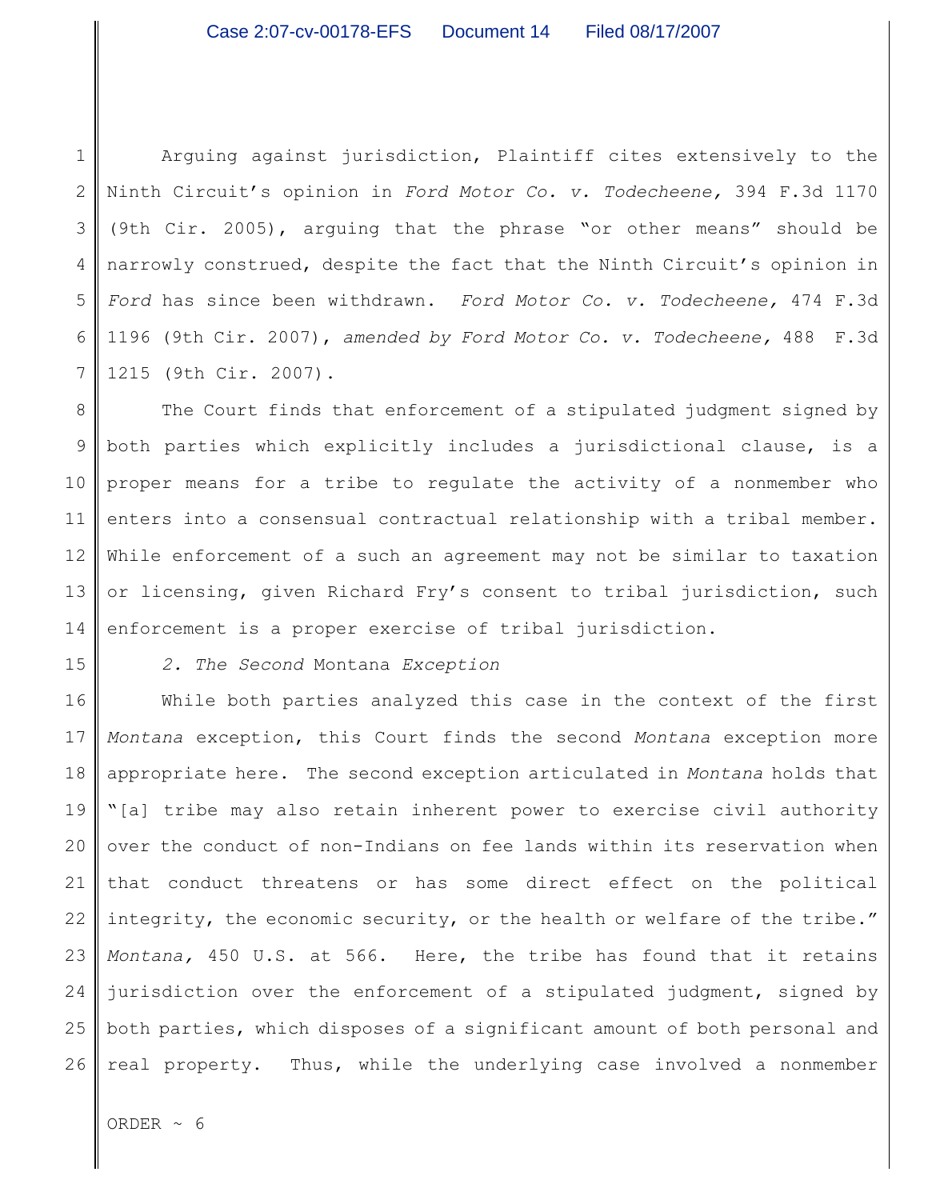Arguing against jurisdiction, Plaintiff cites extensively to the Ninth Circuit's opinion in *Ford Motor Co. v. Todecheene,* 394 F.3d 1170 (9th Cir. 2005), arguing that the phrase "or other means" should be narrowly construed, despite the fact that the Ninth Circuit's opinion in *Ford* has since been withdrawn. *Ford Motor Co. v. Todecheene,* 474 F.3d 1196 (9th Cir. 2007), *amended by Ford Motor Co. v. Todecheene,* 488 F.3d 1215 (9th Cir. 2007).

The Court finds that enforcement of a stipulated judgment signed by both parties which explicitly includes a jurisdictional clause, is a proper means for a tribe to regulate the activity of a nonmember who enters into a consensual contractual relationship with a tribal member. While enforcement of a such an agreement may not be similar to taxation or licensing, given Richard Fry's consent to tribal jurisdiction, such enforcement is a proper exercise of tribal jurisdiction.

*2. The Second* Montana *Exception*

While both parties analyzed this case in the context of the first *Montana* exception, this Court finds the second *Montana* exception more appropriate here. The second exception articulated in *Montana* holds that "[a] tribe may also retain inherent power to exercise civil authority over the conduct of non-Indians on fee lands within its reservation when that conduct threatens or has some direct effect on the political integrity, the economic security, or the health or welfare of the tribe." *Montana,* 450 U.S. at 566. Here, the tribe has found that it retains jurisdiction over the enforcement of a stipulated judgment, signed by both parties, which disposes of a significant amount of both personal and real property. Thus, while the underlying case involved a nonmember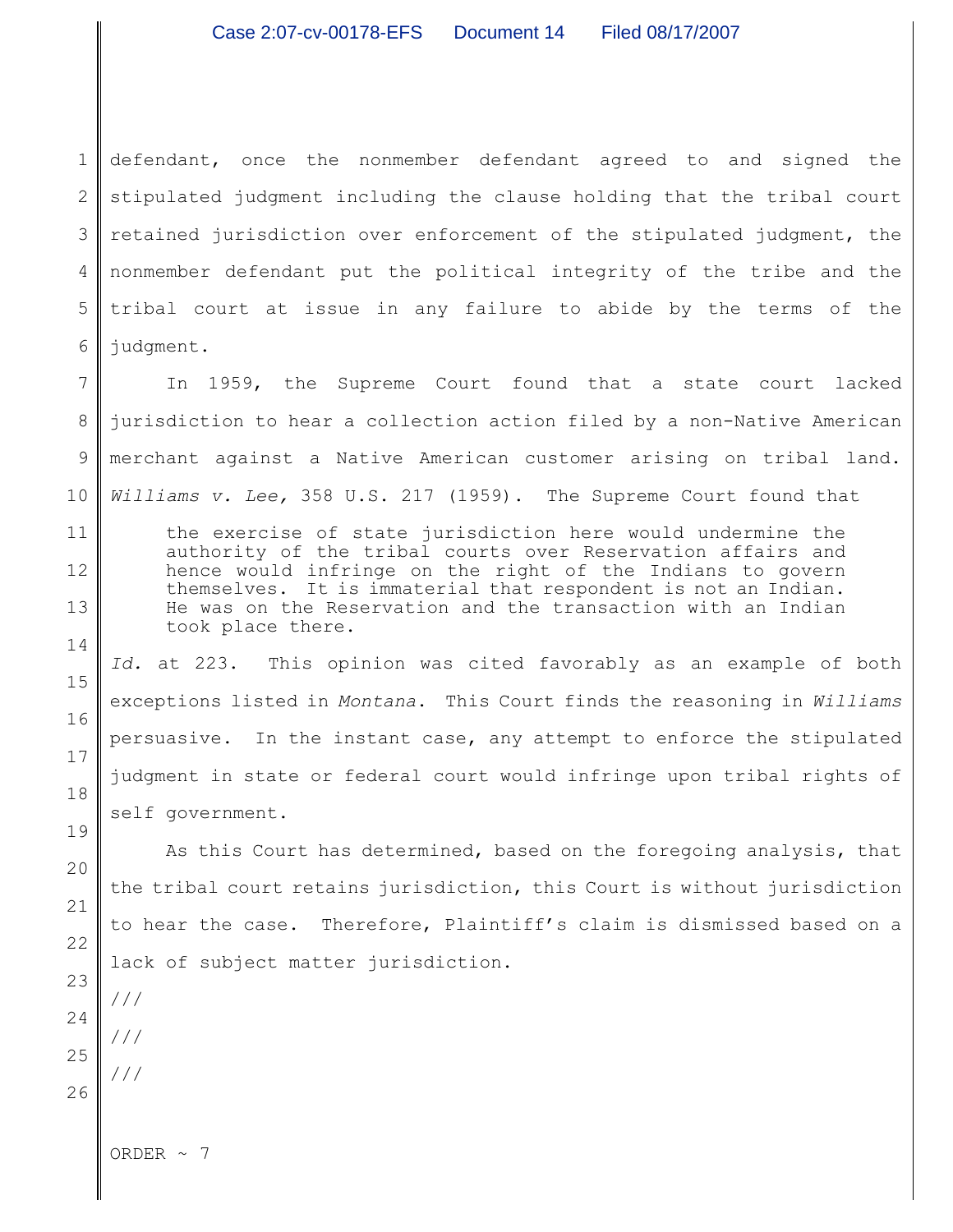defendant, once the nonmember defendant agreed to and signed the stipulated judgment including the clause holding that the tribal court retained jurisdiction over enforcement of the stipulated judgment, the nonmember defendant put the political integrity of the tribe and the tribal court at issue in any failure to abide by the terms of the judgment.

In 1959, the Supreme Court found that a state court lacked jurisdiction to hear a collection action filed by a non-Native American merchant against a Native American customer arising on tribal land. *Williams v. Lee,* 358 U.S. 217 (1959). The Supreme Court found that

> the exercise of state jurisdiction here would undermine the authority of the tribal courts over Reservation affairs and hence would infringe on the right of the Indians to govern themselves. It is immaterial that respondent is not an Indian. He was on the Reservation and the transaction with an Indian took place there.

*Id.* at 223. This opinion was cited favorably as an example of both exceptions listed in *Montana*. This Court finds the reasoning in *Williams* persuasive. In the instant case, any attempt to enforce the stipulated judgment in state or federal court would infringe upon tribal rights of self government.

As this Court has determined, based on the foregoing analysis, that the tribal court retains jurisdiction, this Court is without jurisdiction to hear the case. Therefore, Plaintiff's claim is dismissed based on a lack of subject matter jurisdiction.

///

///

///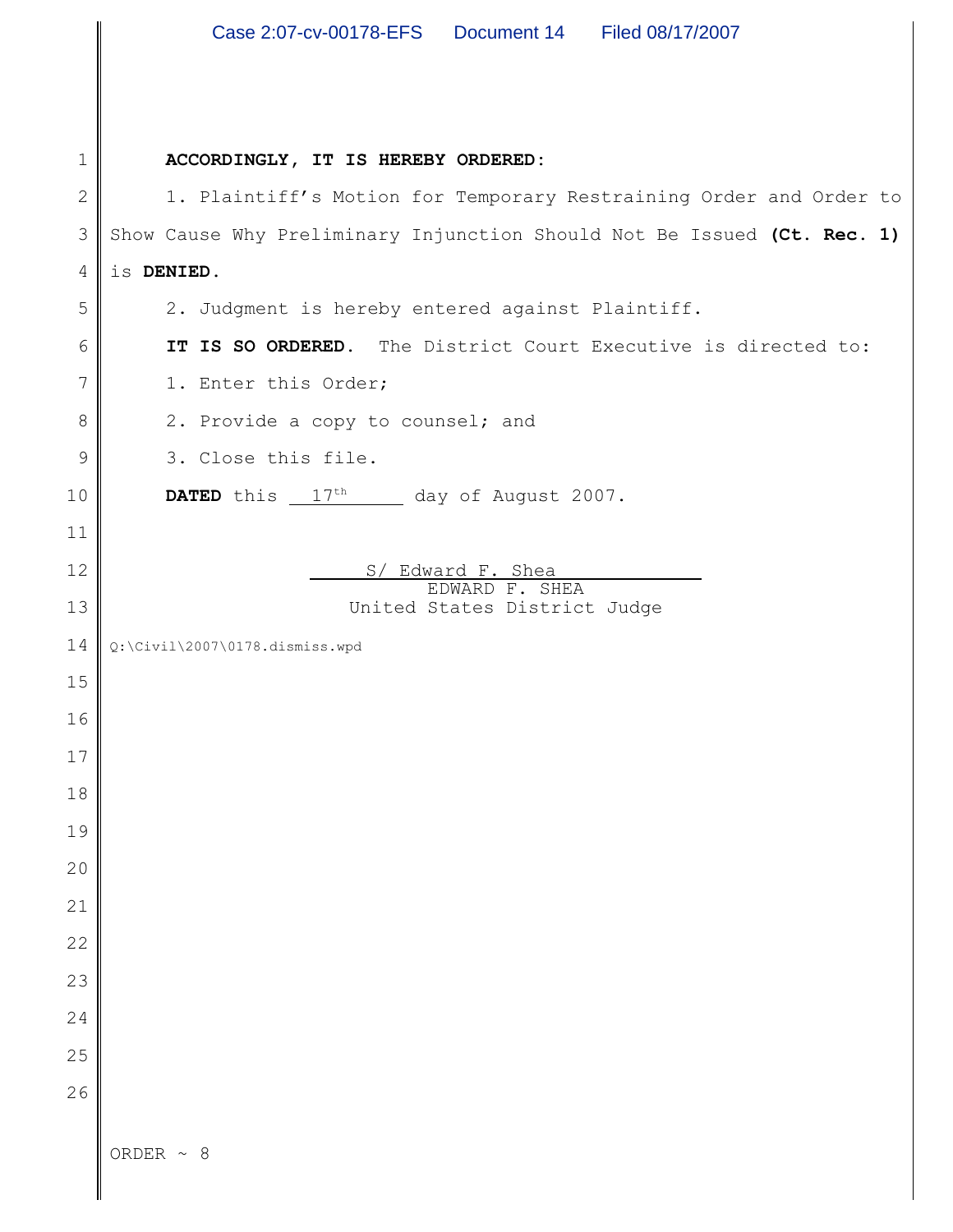**ACCORDINGLY, IT IS HEREBY ORDERED:**

1. Plaintiff's Motion for Temporary Restraining Order and Order to Show Cause Why Preliminary Injunction Should Not Be Issued **(Ct. Rec. 1)** is **DENIED.**

2. Judgment is hereby entered against Plaintiff.

**IT IS SO ORDERED.** The District Court Executive is directed to:

1. Enter this Order;

2. Provide a copy to counsel; and

3. Close this file.

**DATED** this 17th day of August 2007.

S/ Edward F. Shea
EDWARD F. SHEA
United States District Judge

Q:\Civil\2007\0178.dismiss.wpd